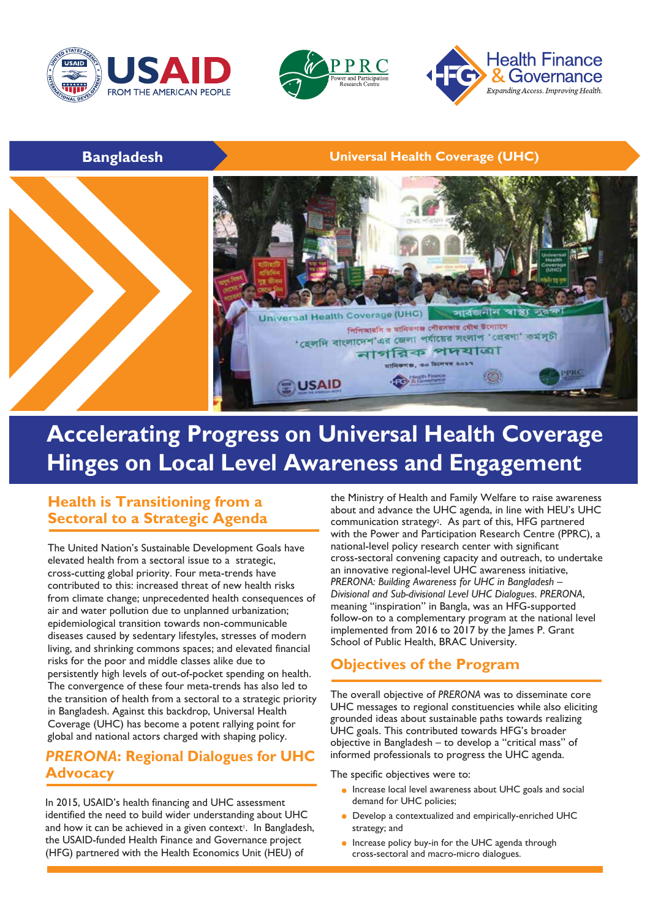Bangladesh

Universal Health Coverage (UHC)

# Accelerating Progress on Universal Health Coverage Hinges on Local Level Awareness and Engagement

## Health is Transitioning from a Sectoral to a Strategic Agenda

The United Nation's Sustainable Development Goals have elevated health from a sectoral issue to a strategic, cross-cutting global priority. Four meta-trends have contributed to this: increased threat of new health risks from climate change; unprecedented health consequences of air and water pollution due to unplanned urbanization; epidemiological transition towards non-communicable diseases caused by sedentary lifestyles, stresses of modern living, and shrinking commons spaces; and elevated financial risks for the poor and middle classes alike due to persistently high levels of out-of-pocket spending on health. The convergence of these four meta-trends has also led to the transition of health from a sectoral to a strategic priority in Bangladesh. Against this backdrop, Universal Health Coverage (UHC) has become a potent rallying point for global and national actors charged with shaping policy.

## *PRERONA*: Regional Dialogues for UHC Advocacy

In 2015, USAID's health financing and UHC assessment identified the need to build wider understanding about UHC and how it can be achieved in a given context[1]. In Bangladesh, the USAID-funded Health Finance and Governance project (HFG) partnered with the Health Economics Unit (HEU) of the Ministry of Health and Family Welfare to raise awareness about and advance the UHC agenda, in line with HEU's UHC communication strategy[2]. As part of this, HFG partnered with the Power and Participation Research Centre (PPRC), a national-level policy research center with significant cross-sectoral convening capacity and outreach, to undertake an innovative regional-level UHC awareness initiative, *PRERONA: Building Awareness for UHC in Bangladesh – Divisional and Sub-divisional Level UHC Dialogues*. *PRERONA*, meaning "inspiration" in Bangla, was an HFG-supported follow-on to a complementary program at the national level implemented from 2016 to 2017 by the James P. Grant School of Public Health, BRAC University.

## Objectives of the Program

The overall objective of *PRERONA* was to disseminate core UHC messages to regional constituencies while also eliciting grounded ideas about sustainable paths towards realizing UHC goals. This contributed towards HFG's broader objective in Bangladesh – to develop a "critical mass" of informed professionals to progress the UHC agenda.

The specific objectives were to:

- Increase local level awareness about UHC goals and social demand for UHC policies;
- Develop a contextualized and empirically-enriched UHC strategy; and
- Increase policy buy-in for the UHC agenda through cross-sectoral and macro-micro dialogues.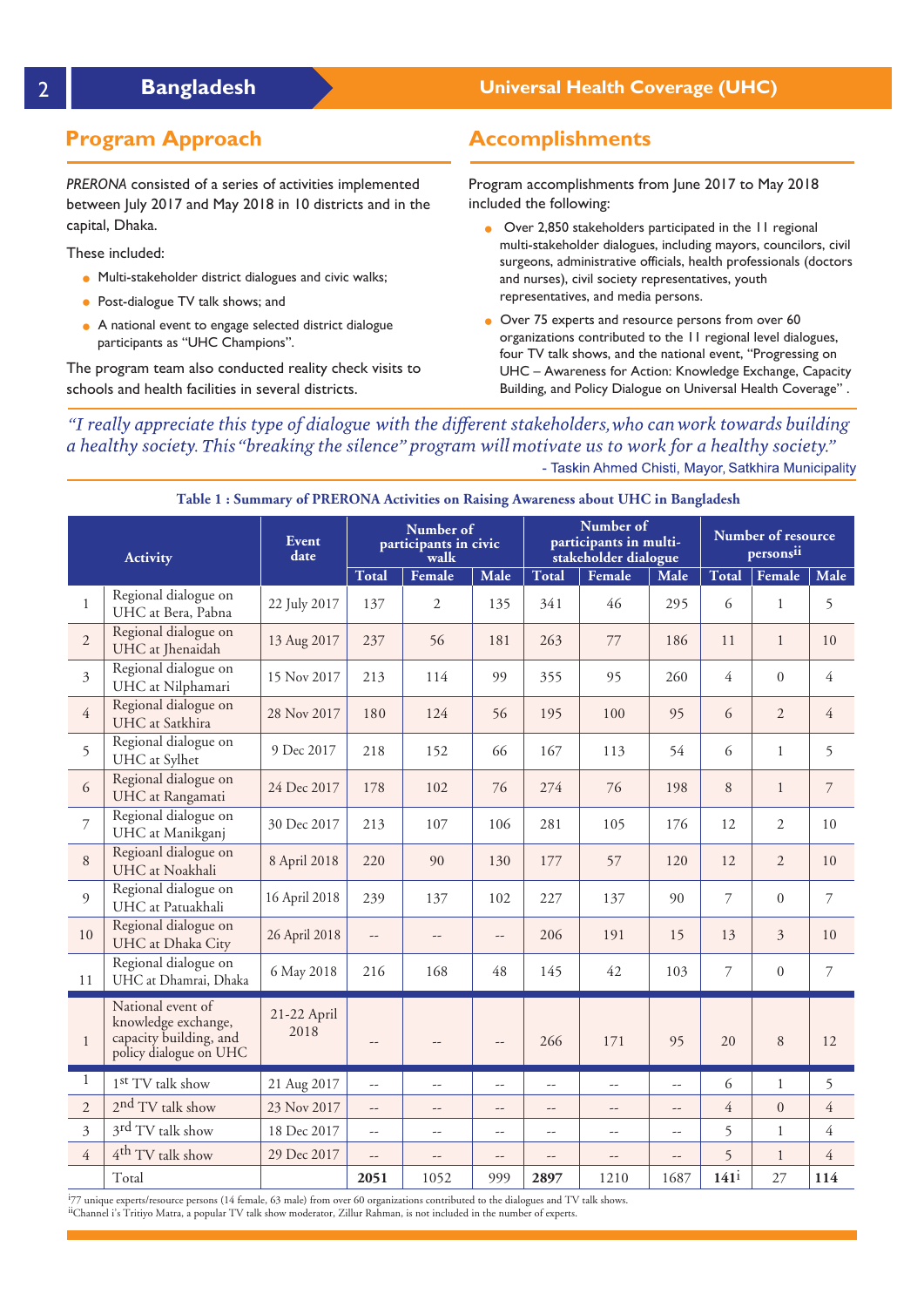## Program Approach

*PRERONA* consisted of a series of activities implemented between July 2017 and May 2018 in 10 districts and in the capital, Dhaka.

These included:

- Multi-stakeholder district dialogues and civic walks;
- Post-dialogue TV talk shows; and
- A national event to engage selected district dialogue participants as "UHC Champions".

The program team also conducted reality check visits to schools and health facilities in several districts.

## Accomplishments

Program accomplishments from June 2017 to May 2018 included the following:

- Over 2,850 stakeholders participated in the 11 regional multi-stakeholder dialogues, including mayors, councilors, civil surgeons, administrative officials, health professionals (doctors and nurses), civil society representatives, youth representatives, and media persons.
- Over 75 experts and resource persons from over 60 organizations contributed to the 11 regional level dialogues, four TV talk shows, and the national event, "Progressing on UHC – Awareness for Action: Knowledge Exchange, Capacity Building, and Policy Dialogue on Universal Health Coverage" .

*"I really appreciate this type of dialogue with the different stakeholders, who can work towards building a healthy society. This "breaking the silence" program will motivate us to work for a healthy society."*

- Taskin Ahmed Chisti, Mayor, Satkhira Municipality

**Table 1 : Summary of PRERONA Activities on Raising Awareness about UHC in Bangladesh**

| | Activity | Event date | Number of participants in civic walk | | | Number of participants in multi-stakeholder dialogue | | | Number of resource persons[ii] | | |
|---|---|---|---|---|---|---|---|---|---|---|---|
| | | | Total | Female | Male | Total | Female | Male | Total | Female | Male |
| 1 | Regional dialogue on UHC at Bera, Pabna | 22 July 2017 | 137 | 2 | 135 | 341 | 46 | 295 | 6 | 1 | 5 |
| 2 | Regional dialogue on UHC at Jhenaidah | 13 Aug 2017 | 237 | 56 | 181 | 263 | 77 | 186 | 11 | 1 | 10 |
| 3 | Regional dialogue on UHC at Nilphamari | 15 Nov 2017 | 213 | 114 | 99 | 355 | 95 | 260 | 4 | 0 | 4 |
| 4 | Regional dialogue on UHC at Satkhira | 28 Nov 2017 | 180 | 124 | 56 | 195 | 100 | 95 | 6 | 2 | 4 |
| 5 | Regional dialogue on UHC at Sylhet | 9 Dec 2017 | 218 | 152 | 66 | 167 | 113 | 54 | 6 | 1 | 5 |
| 6 | Regional dialogue on UHC at Rangamati | 24 Dec 2017 | 178 | 102 | 76 | 274 | 76 | 198 | 8 | 1 | 7 |
| 7 | Regional dialogue on UHC at Manikganj | 30 Dec 2017 | 213 | 107 | 106 | 281 | 105 | 176 | 12 | 2 | 10 |
| 8 | Regioanl dialogue on UHC at Noakhali | 8 April 2018 | 220 | 90 | 130 | 177 | 57 | 120 | 12 | 2 | 10 |
| 9 | Regional dialogue on UHC at Patuakhali | 16 April 2018 | 239 | 137 | 102 | 227 | 137 | 90 | 7 | 0 | 7 |
| 10 | Regional dialogue on UHC at Dhaka City | 26 April 2018 | -- | -- | -- | 206 | 191 | 15 | 13 | 3 | 10 |
| 11 | Regional dialogue on UHC at Dhamrai, Dhaka | 6 May 2018 | 216 | 168 | 48 | 145 | 42 | 103 | 7 | 0 | 7 |
| 1 | National event of knowledge exchange, capacity building, and policy dialogue on UHC | 21-22 April 2018 | -- | -- | -- | 266 | 171 | 95 | 20 | 8 | 12 |
| 1 | 1st TV talk show | 21 Aug 2017 | -- | -- | -- | -- | -- | -- | 6 | 1 | 5 |
| 2 | 2nd TV talk show | 23 Nov 2017 | -- | -- | -- | -- | -- | -- | 4 | 0 | 4 |
| 3 | 3rd TV talk show | 18 Dec 2017 | -- | -- | -- | -- | -- | -- | 5 | 1 | 4 |
| 4 | 4th TV talk show | 29 Dec 2017 | -- | -- | -- | -- | -- | -- | 5 | 1 | 4 |
| | Total | | **2051** | 1052 | 999 | **2897** | 1210 | 1687 | **141**[i] | 27 | **114** |

[i] 77 unique experts/resource persons (14 female, 63 male) from over 60 organizations contributed to the dialogues and TV talk shows.
[ii] Channel i's Tritiyo Matra, a popular TV talk show moderator, Zillur Rahman, is not included in the number of experts.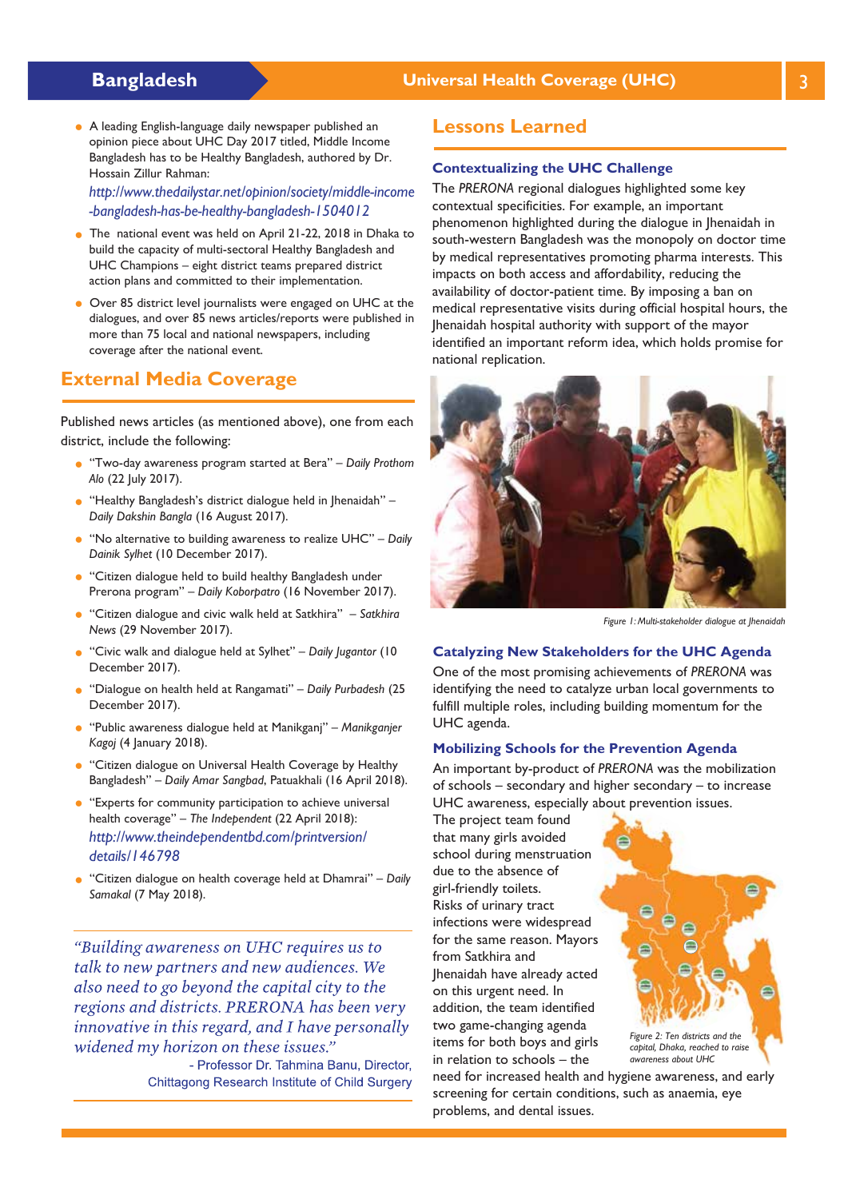- A leading English-language daily newspaper published an opinion piece about UHC Day 2017 titled, Middle Income Bangladesh has to be Healthy Bangladesh, authored by Dr. Hossain Zillur Rahman: *http://www.thedailystar.net/opinion/society/middle-income-bangladesh-has-be-healthy-bangladesh-1504012*
- The national event was held on April 21-22, 2018 in Dhaka to build the capacity of multi-sectoral Healthy Bangladesh and UHC Champions – eight district teams prepared district action plans and committed to their implementation.
- Over 85 district level journalists were engaged on UHC at the dialogues, and over 85 news articles/reports were published in more than 75 local and national newspapers, including coverage after the national event.

## External Media Coverage

Published news articles (as mentioned above), one from each district, include the following:

- "Two-day awareness program started at Bera" – *Daily Prothom Alo* (22 July 2017).
- "Healthy Bangladesh's district dialogue held in Jhenaidah" – *Daily Dakshin Bangla* (16 August 2017).
- "No alternative to building awareness to realize UHC" – *Daily Dainik Sylhet* (10 December 2017).
- "Citizen dialogue held to build healthy Bangladesh under Prerona program" – *Daily Koborpatro* (16 November 2017).
- "Citizen dialogue and civic walk held at Satkhira" – *Satkhira News* (29 November 2017).
- "Civic walk and dialogue held at Sylhet" – *Daily Jugantor* (10 December 2017).
- "Dialogue on health held at Rangamati" – *Daily Purbadesh* (25 December 2017).
- "Public awareness dialogue held at Manikganj" – *Manikganjer Kagoj* (4 January 2018).
- "Citizen dialogue on Universal Health Coverage by Healthy Bangladesh" – *Daily Amar Sangbad*, Patuakhali (16 April 2018).
- "Experts for community participation to achieve universal health coverage" – *The Independent* (22 April 2018): *http://www.theindependentbd.com/printversion/details/146798*
- "Citizen dialogue on health coverage held at Dhamrai" – *Daily Samakal* (7 May 2018).

> *"Building awareness on UHC requires us to talk to new partners and new audiences. We also need to go beyond the capital city to the regions and districts. PRERONA has been very innovative in this regard, and I have personally widened my horizon on these issues."*
>
> \- Professor Dr. Tahmina Banu, Director, Chittagong Research Institute of Child Surgery

## Lessons Learned

### Contextualizing the UHC Challenge

The *PRERONA* regional dialogues highlighted some key contextual specificities. For example, an important phenomenon highlighted during the dialogue in Jhenaidah in south-western Bangladesh was the monopoly on doctor time by medical representatives promoting pharma interests. This impacts on both access and affordability, reducing the availability of doctor-patient time. By imposing a ban on medical representative visits during official hospital hours, the Jhenaidah hospital authority with support of the mayor identified an important reform idea, which holds promise for national replication.

*Figure 1: Multi-stakeholder dialogue at Jhenaidah*

### Catalyzing New Stakeholders for the UHC Agenda

One of the most promising achievements of *PRERONA* was identifying the need to catalyze urban local governments to fulfill multiple roles, including building momentum for the UHC agenda.

### Mobilizing Schools for the Prevention Agenda

An important by-product of *PRERONA* was the mobilization of schools – secondary and higher secondary – to increase UHC awareness, especially about prevention issues. The project team found that many girls avoided school during menstruation due to the absence of girl-friendly toilets. Risks of urinary tract infections were widespread for the same reason. Mayors from Satkhira and Jhenaidah have already acted on this urgent need. In addition, the team identified two game-changing agenda items for both boys and girls in relation to schools – the need for increased health and hygiene awareness, and early screening for certain conditions, such as anaemia, eye problems, and dental issues.

*Figure 2: Ten districts and the capital, Dhaka, reached to raise awareness about UHC*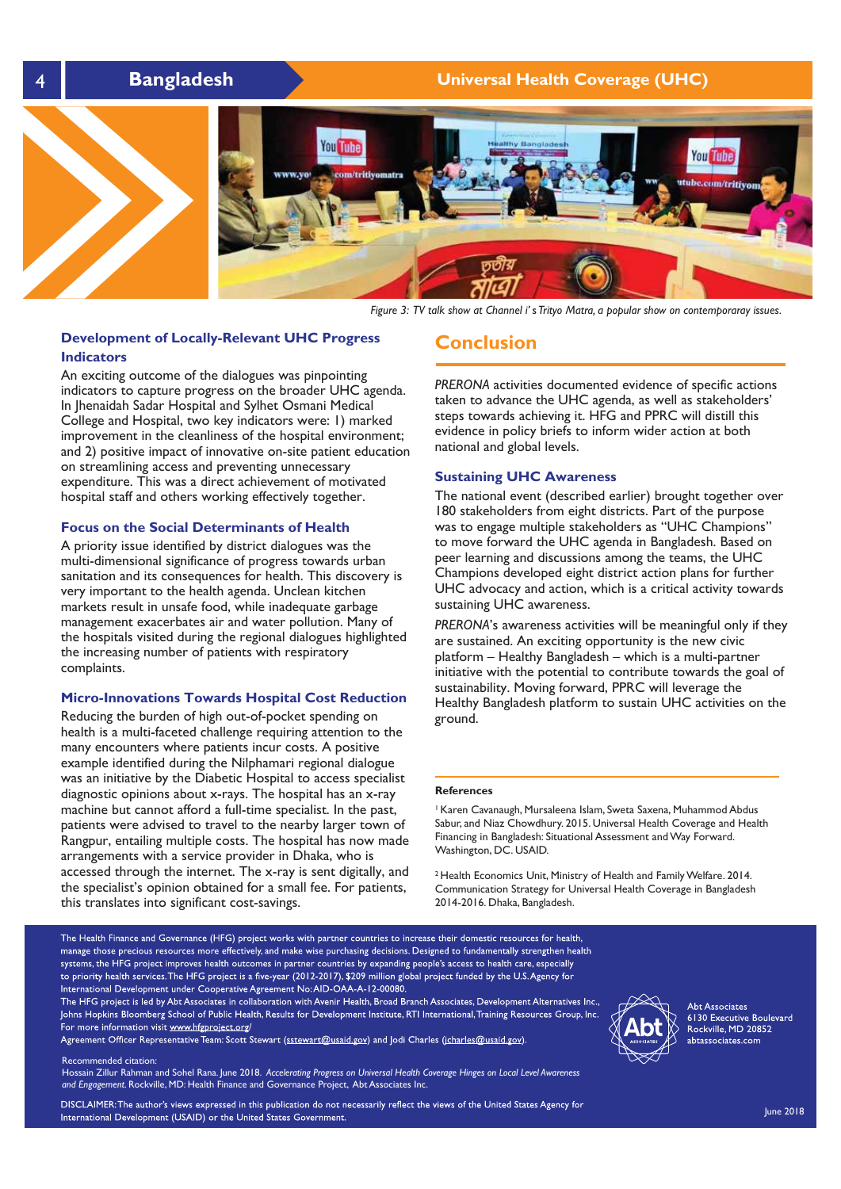Figure 3: TV talk show at Channel i's Trityo Matra, a popular show on contemporaray issues.

### Development of Locally-Relevant UHC Progress Indicators

An exciting outcome of the dialogues was pinpointing indicators to capture progress on the broader UHC agenda. In Jhenaidah Sadar Hospital and Sylhet Osmani Medical College and Hospital, two key indicators were: 1) marked improvement in the cleanliness of the hospital environment; and 2) positive impact of innovative on-site patient education on streamlining access and preventing unnecessary expenditure. This was a direct achievement of motivated hospital staff and others working effectively together.

### Focus on the Social Determinants of Health

A priority issue identified by district dialogues was the multi-dimensional significance of progress towards urban sanitation and its consequences for health. This discovery is very important to the health agenda. Unclean kitchen markets result in unsafe food, while inadequate garbage management exacerbates air and water pollution. Many of the hospitals visited during the regional dialogues highlighted the increasing number of patients with respiratory complaints.

### Micro-Innovations Towards Hospital Cost Reduction

Reducing the burden of high out-of-pocket spending on health is a multi-faceted challenge requiring attention to the many encounters where patients incur costs. A positive example identified during the Nilphamari regional dialogue was an initiative by the Diabetic Hospital to access specialist diagnostic opinions about x-rays. The hospital has an x-ray machine but cannot afford a full-time specialist. In the past, patients were advised to travel to the nearby larger town of Rangpur, entailing multiple costs. The hospital has now made arrangements with a service provider in Dhaka, who is accessed through the internet. The x-ray is sent digitally, and the specialist's opinion obtained for a small fee. For patients, this translates into significant cost-savings.

## Conclusion

*PRERONA* activities documented evidence of specific actions taken to advance the UHC agenda, as well as stakeholders' steps towards achieving it. HFG and PPRC will distill this evidence in policy briefs to inform wider action at both national and global levels.

### Sustaining UHC Awareness

The national event (described earlier) brought together over 180 stakeholders from eight districts. Part of the purpose was to engage multiple stakeholders as "UHC Champions" to move forward the UHC agenda in Bangladesh. Based on peer learning and discussions among the teams, the UHC Champions developed eight district action plans for further UHC advocacy and action, which is a critical activity towards sustaining UHC awareness.

*PRERONA*'s awareness activities will be meaningful only if they are sustained. An exciting opportunity is the new civic platform – Healthy Bangladesh – which is a multi-partner initiative with the potential to contribute towards the goal of sustainability. Moving forward, PPRC will leverage the Healthy Bangladesh platform to sustain UHC activities on the ground.

**References**

[1] Karen Cavanaugh, Mursaleena Islam, Sweta Saxena, Muhammod Abdus Sabur, and Niaz Chowdhury. 2015. Universal Health Coverage and Health Financing in Bangladesh: Situational Assessment and Way Forward. Washington, DC. USAID.

[2] Health Economics Unit, Ministry of Health and Family Welfare. 2014. Communication Strategy for Universal Health Coverage in Bangladesh 2014-2016. Dhaka, Bangladesh.

The Health Finance and Governance (HFG) project works with partner countries to increase their domestic resources for health, manage those precious resources more effectively, and make wise purchasing decisions. Designed to fundamentally strengthen health systems, the HFG project improves health outcomes in partner countries by expanding people's access to health care, especially to priority health services. The HFG project is a five-year (2012-2017), $209 million global project funded by the U.S. Agency for International Development under Cooperative Agreement No: AID-OAA-A-12-00080.
The HFG project is led by Abt Associates in collaboration with Avenir Health, Broad Branch Associates, Development Alternatives Inc., Johns Hopkins Bloomberg School of Public Health, Results for Development Institute, RTI International, Training Resources Group, Inc. For more information visit www.hfgproject.org/
Agreement Officer Representative Team: Scott Stewart (sstewart@usaid.gov) and Jodi Charles (jcharles@usaid.gov).

Abt Associates
6130 Executive Boulevard
Rockville, MD 20852
abtassociates.com

Recommended citation:
Hossain Zillur Rahman and Sohel Rana. June 2018. *Accelerating Progress on Universal Health Coverage Hinges on Local Level Awareness and Engagement.* Rockville, MD: Health Finance and Governance Project, Abt Associates Inc.

DISCLAIMER: The author's views expressed in this publication do not necessarily reflect the views of the United States Agency for International Development (USAID) or the United States Government.

June 2018